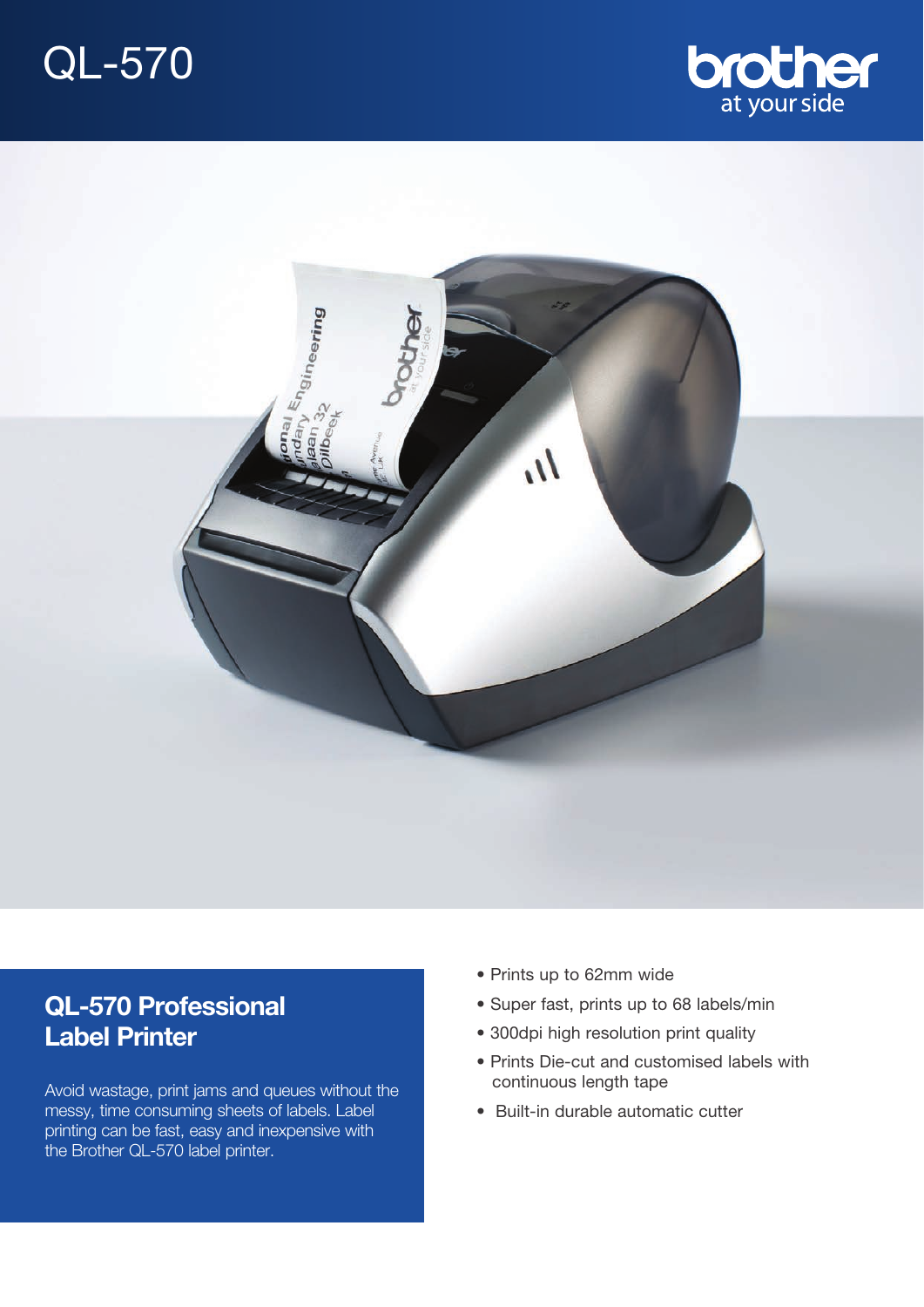# QL-570

brother
at your side

## QL-570 Professional Label Printer

Avoid wastage, print jams and queues without the messy, time consuming sheets of labels. Label printing can be fast, easy and inexpensive with the Brother QL-570 label printer.

- Prints up to 62mm wide
- Super fast, prints up to 68 labels/min
- 300dpi high resolution print quality
- Prints Die-cut and customised labels with continuous length tape
- Built-in durable automatic cutter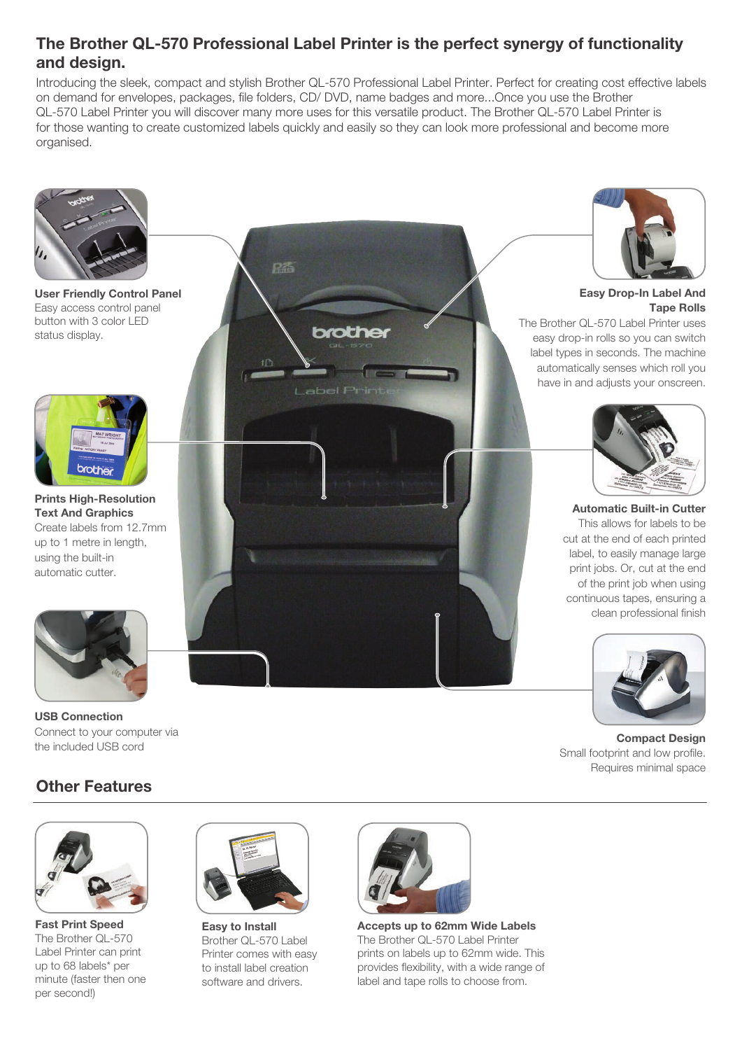## The Brother QL-570 Professional Label Printer is the perfect synergy of functionality and design.

Introducing the sleek, compact and stylish Brother QL-570 Professional Label Printer. Perfect for creating cost effective labels on demand for envelopes, packages, file folders, CD/ DVD, name badges and more...Once you use the Brother QL-570 Label Printer you will discover many more uses for this versatile product. The Brother QL-570 Label Printer is for those wanting to create customized labels quickly and easily so they can look more professional and become more organised.

**User Friendly Control Panel**
Easy access control panel button with 3 color LED status display.

**Easy Drop-In Label And Tape Rolls**
The Brother QL-570 Label Printer uses easy drop-in rolls so you can switch label types in seconds. The machine automatically senses which roll you have in and adjusts your onscreen.

**Prints High-Resolution Text And Graphics**
Create labels from 12.7mm up to 1 metre in length, using the built-in automatic cutter.

**Automatic Built-in Cutter**
This allows for labels to be cut at the end of each printed label, to easily manage large print jobs. Or, cut at the end of the print job when using continuous tapes, ensuring a clean professional finish

**USB Connection**
Connect to your computer via the included USB cord

**Compact Design**
Small footprint and low profile. Requires minimal space

## Other Features

**Fast Print Speed**
The Brother QL-570 Label Printer can print up to 68 labels* per minute (faster then one per second!)

**Easy to Install**
Brother QL-570 Label Printer comes with easy to install label creation software and drivers.

**Accepts up to 62mm Wide Labels**
The Brother QL-570 Label Printer prints on labels up to 62mm wide. This provides flexibility, with a wide range of label and tape rolls to choose from.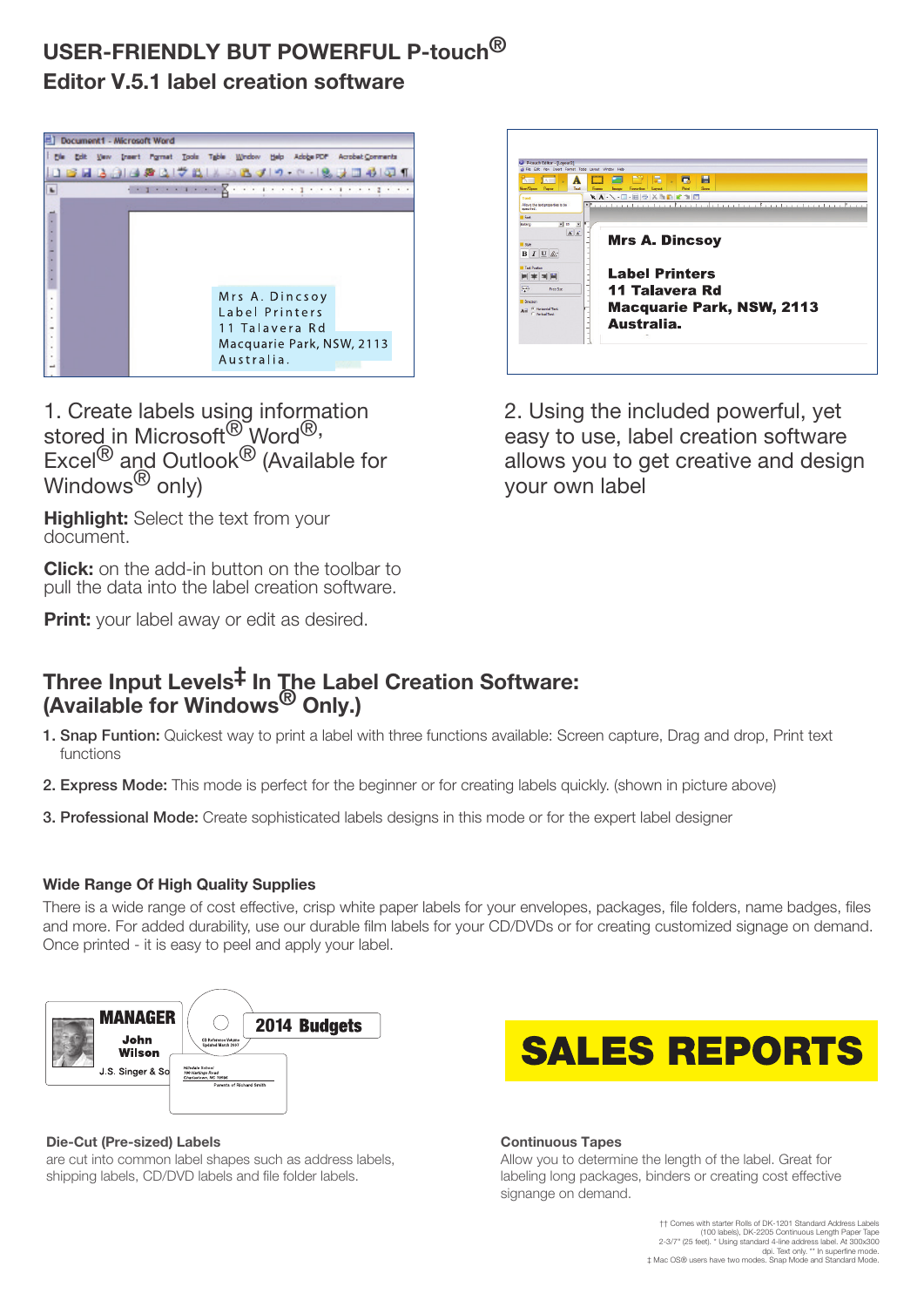# USER-FRIENDLY BUT POWERFUL P-touch® Editor V.5.1 label creation software

1. Create labels using information stored in Microsoft® Word®, Excel® and Outlook® (Available for Windows® only)

**Highlight:** Select the text from your document.

**Click:** on the add-in button on the toolbar to pull the data into the label creation software.

**Print:** your label away or edit as desired.

2. Using the included powerful, yet easy to use, label creation software allows you to get creative and design your own label

## Three Input Levels‡ In The Label Creation Software: (Available for Windows® Only.)

1. **Snap Funtion:** Quickest way to print a label with three functions available: Screen capture, Drag and drop, Print text functions
2. **Express Mode:** This mode is perfect for the beginner or for creating labels quickly. (shown in picture above)
3. **Professional Mode:** Create sophisticated labels designs in this mode or for the expert label designer

### Wide Range Of High Quality Supplies

There is a wide range of cost effective, crisp white paper labels for your envelopes, packages, file folders, name badges, files and more. For added durability, use our durable film labels for your CD/DVDs or for creating customized signage on demand. Once printed - it is easy to peel and apply your label.

**Die-Cut (Pre-sized) Labels**
are cut into common label shapes such as address labels, shipping labels, CD/DVD labels and file folder labels.

**Continuous Tapes**
Allow you to determine the length of the label. Great for labeling long packages, binders or creating cost effective signage on demand.

†† Comes with starter Rolls of DK-1201 Standard Address Labels (100 labels), DK-2205 Continuous Length Paper Tape 2-3/7" (25 feet). * Using standard 4-line address label. At 300x300 dpi. Text only. ** In superfine mode.
‡ Mac OS® users have two modes. Snap Mode and Standard Mode.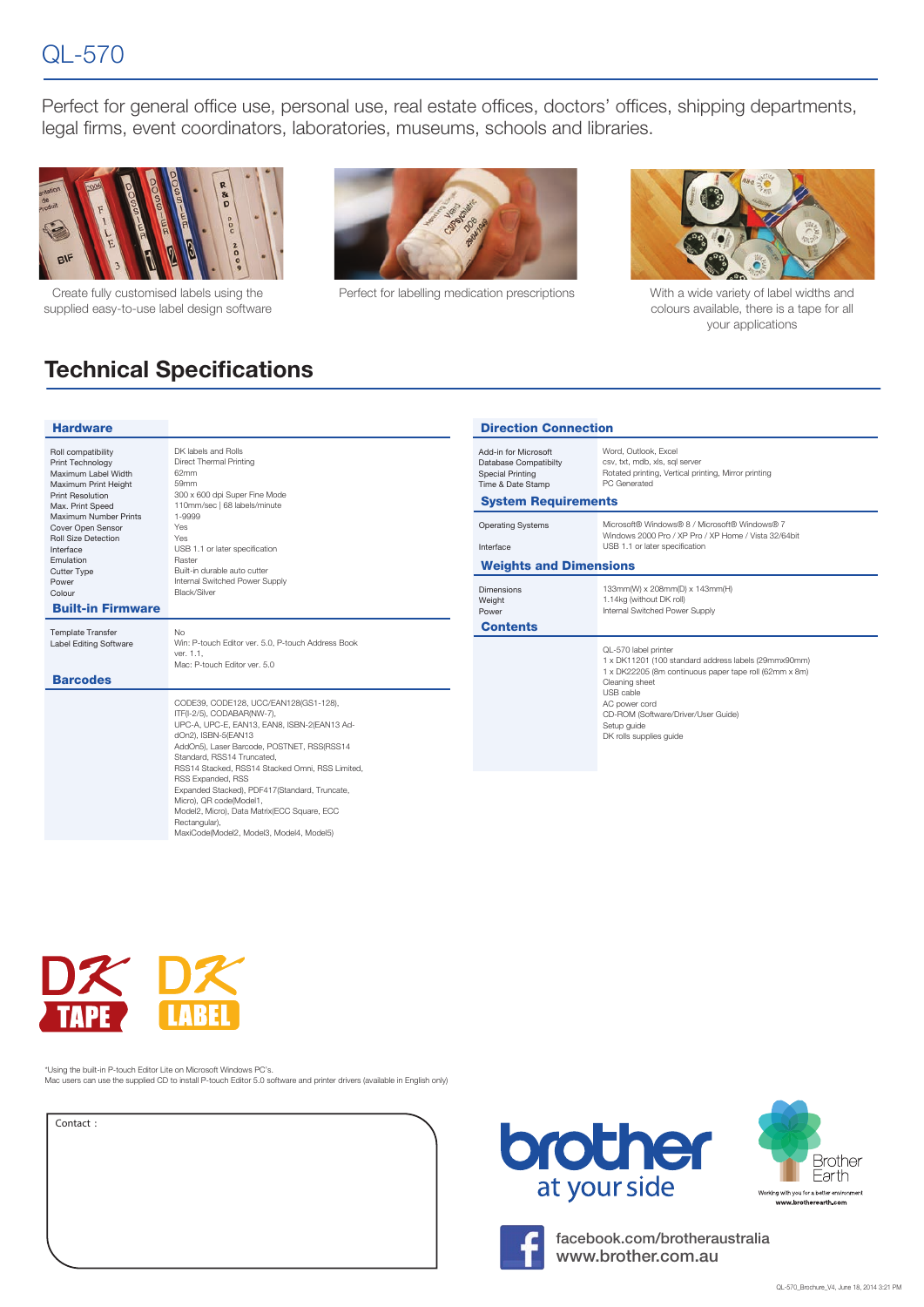# QL-570

Perfect for general office use, personal use, real estate offices, doctors' offices, shipping departments, legal firms, event coordinators, laboratories, museums, schools and libraries.

Create fully customised labels using the supplied easy-to-use label design software

Perfect for labelling medication prescriptions

With a wide variety of label widths and colours available, there is a tape for all your applications

## Technical Specifications

### Hardware

| | |
|---|---|
| Roll compatibility | DK labels and Rolls |
| Print Technology | Direct Thermal Printing |
| Maximum Label Width | 62mm |
| Maximum Print Height | 59mm |
| Print Resolution | 300 x 600 dpi Super Fine Mode |
| Max. Print Speed | 110mm/sec \| 68 labels/minute |
| Maximum Number Prints | 1-9999 |
| Cover Open Sensor | Yes |
| Roll Size Detection | Yes |
| Interface | USB 1.1 or later specification |
| Emulation | Raster |
| Cutter Type | Built-in durable auto cutter |
| Power | Internal Switched Power Supply |
| Colour | Black/Silver |

### Built-in Firmware

| | |
|---|---|
| Template Transfer | No |
| Label Editing Software | Win: P-touch Editor ver. 5.0, P-touch Address Book ver. 1.1, Mac: P-touch Editor ver. 5.0 |

### Barcodes

CODE39, CODE128, UCC/EAN128(GS1-128), ITF(I-2/5), CODABAR(NW-7), UPC-A, UPC-E, EAN13, EAN8, ISBN-2(EAN13 AddOn2), ISBN-5(EAN13 AddOn5), Laser Barcode, POSTNET, RSS(RSS14 Standard, RSS14 Truncated, RSS14 Stacked, RSS14 Stacked Omni, RSS Limited, RSS Expanded, RSS Expanded Stacked), PDF417(Standard, Truncate, Micro), QR code(Model1, Model2, Micro), Data Matrix(ECC Square, ECC Rectangular), MaxiCode(Model2, Model3, Model4, Model5)

### Direction Connection

| | |
|---|---|
| Add-in for Microsoft | Word, Outlook, Excel |
| Database Compatibility | csv, txt, mdb, xls, sql server |
| Special Printing | Rotated printing, Vertical printing, Mirror printing |
| Time & Date Stamp | PC Generated |

### System Requirements

| | |
|---|---|
| Operating Systems | Microsoft® Windows® 8 / Microsoft® Windows® 7 Windows 2000 Pro / XP Pro / XP Home / Vista 32/64bit |
| Interface | USB 1.1 or later specification |

### Weights and Dimensions

| | |
|---|---|
| Dimensions | 133mm(W) x 208mm(D) x 143mm(H) |
| Weight | 1.14kg (without DK roll) |
| Power | Internal Switched Power Supply |

### Contents

- QL-570 label printer
- 1 x DK11201 (100 standard address labels (29mmx90mm)
- 1 x DK22205 (8m continuous paper tape roll (62mm x 8m)
- Cleaning sheet
- USB cable
- AC power cord
- CD-ROM (Software/Driver/User Guide)
- Setup guide
- DK rolls supplies guide

DK TAPE DK LABEL

*Using the built-in P-touch Editor Lite on Microsoft Windows PC's.
Mac users can use the supplied CD to install P-touch Editor 5.0 software and printer drivers (available in English only)

Contact :

brother at your side

Brother Earth
Working with you for a better environment
www.brotherearth.com

facebook.com/brotheraustralia
www.brother.com.au

QL-570_Brochure_V4, June 18, 2014 3:21 PM